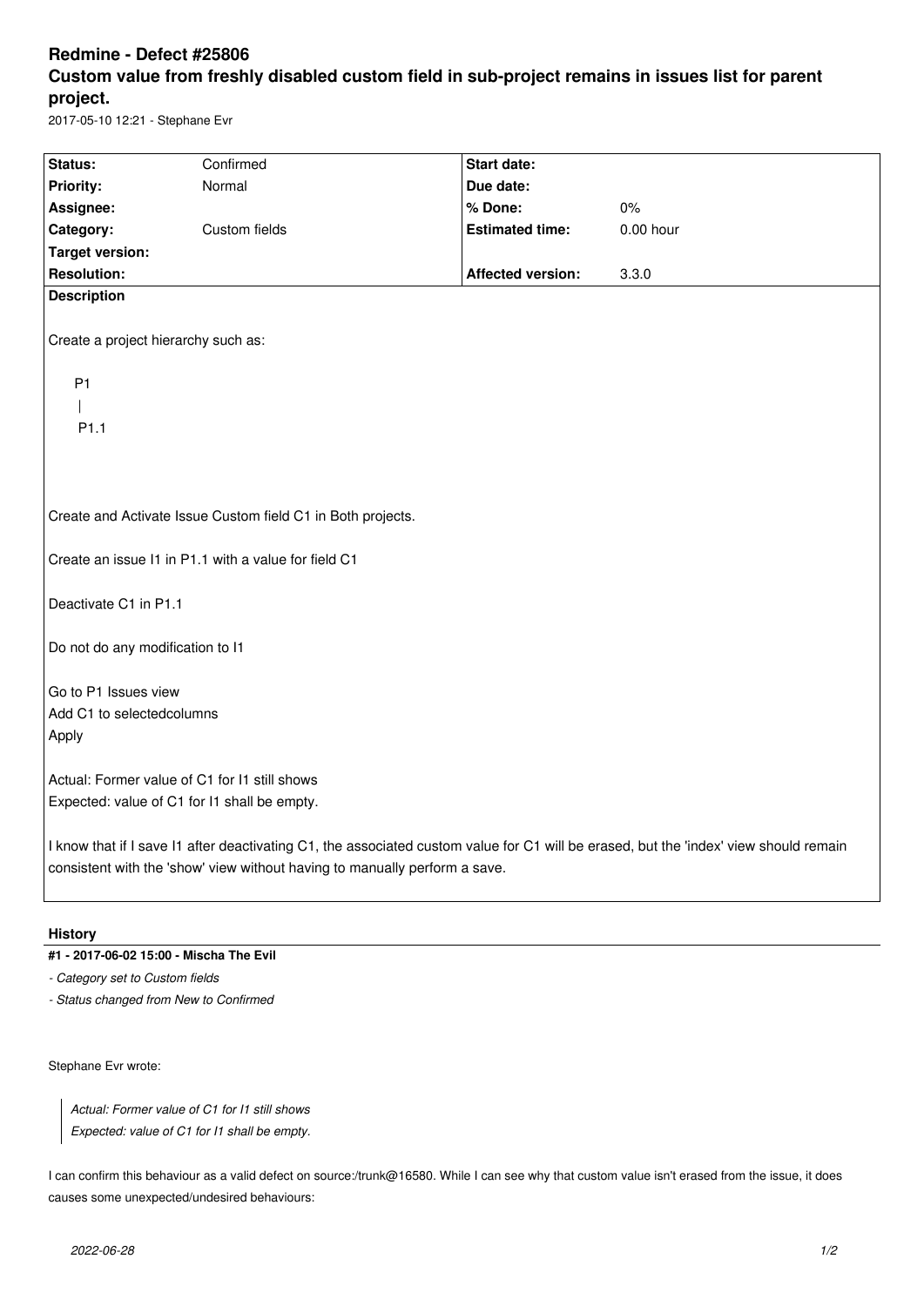# Redmine - Defect #25806

## Custom value from freshly disabled custom field in sub-project remains in issues list for parent project.

2017-05-10 12:21 - Stephane Evr

| Status: | Confirmed | Start date: | |
|---|---|---|---|
| Priority: | Normal | Due date: | |
| Assignee: | | % Done: | 0% |
| Category: | Custom fields | Estimated time: | 0.00 hour |
| Target version: | | | |
| Resolution: | | Affected version: | 3.3.0 |

**Description**

Create a project hierarchy such as:

```
P1
 |
 P1.1
```

Create and Activate Issue Custom field C1 in Both projects.

Create an issue I1 in P1.1 with a value for field C1

Deactivate C1 in P1.1

Do not do any modification to I1

Go to P1 Issues view
Add C1 to selectedcolumns
Apply

Actual: Former value of C1 for I1 still shows
Expected: value of C1 for I1 shall be empty.

I know that if I save I1 after deactivating C1, the associated custom value for C1 will be erased, but the 'index' view should remain consistent with the 'show' view without having to manually perform a save.

## History

**#1 - 2017-06-02 15:00 - Mischa The Evil**

- *Category set to Custom fields*
- *Status changed from New to Confirmed*

Stephane Evr wrote:

> *Actual: Former value of C1 for I1 still shows*
> *Expected: value of C1 for I1 shall be empty.*

I can confirm this behaviour as a valid defect on source:/trunk@16580. While I can see why that custom value isn't erased from the issue, it does causes some unexpected/undesired behaviours: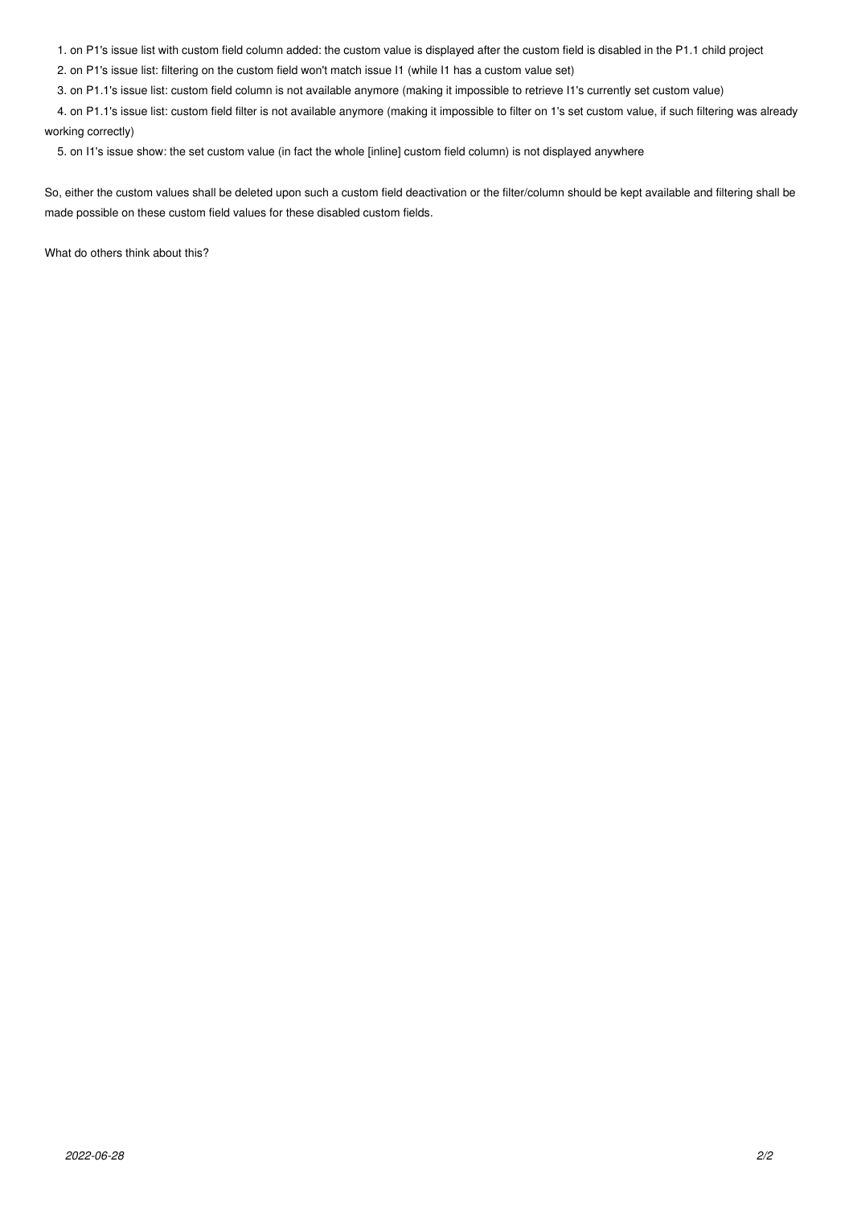1. on P1's issue list with custom field column added: the custom value is displayed after the custom field is disabled in the P1.1 child project
2. on P1's issue list: filtering on the custom field won't match issue I1 (while I1 has a custom value set)
3. on P1.1's issue list: custom field column is not available anymore (making it impossible to retrieve I1's currently set custom value)
4. on P1.1's issue list: custom field filter is not available anymore (making it impossible to filter on 1's set custom value, if such filtering was already working correctly)
5. on I1's issue show: the set custom value (in fact the whole [inline] custom field column) is not displayed anywhere

So, either the custom values shall be deleted upon such a custom field deactivation or the filter/column should be kept available and filtering shall be made possible on these custom field values for these disabled custom fields.

What do others think about this?